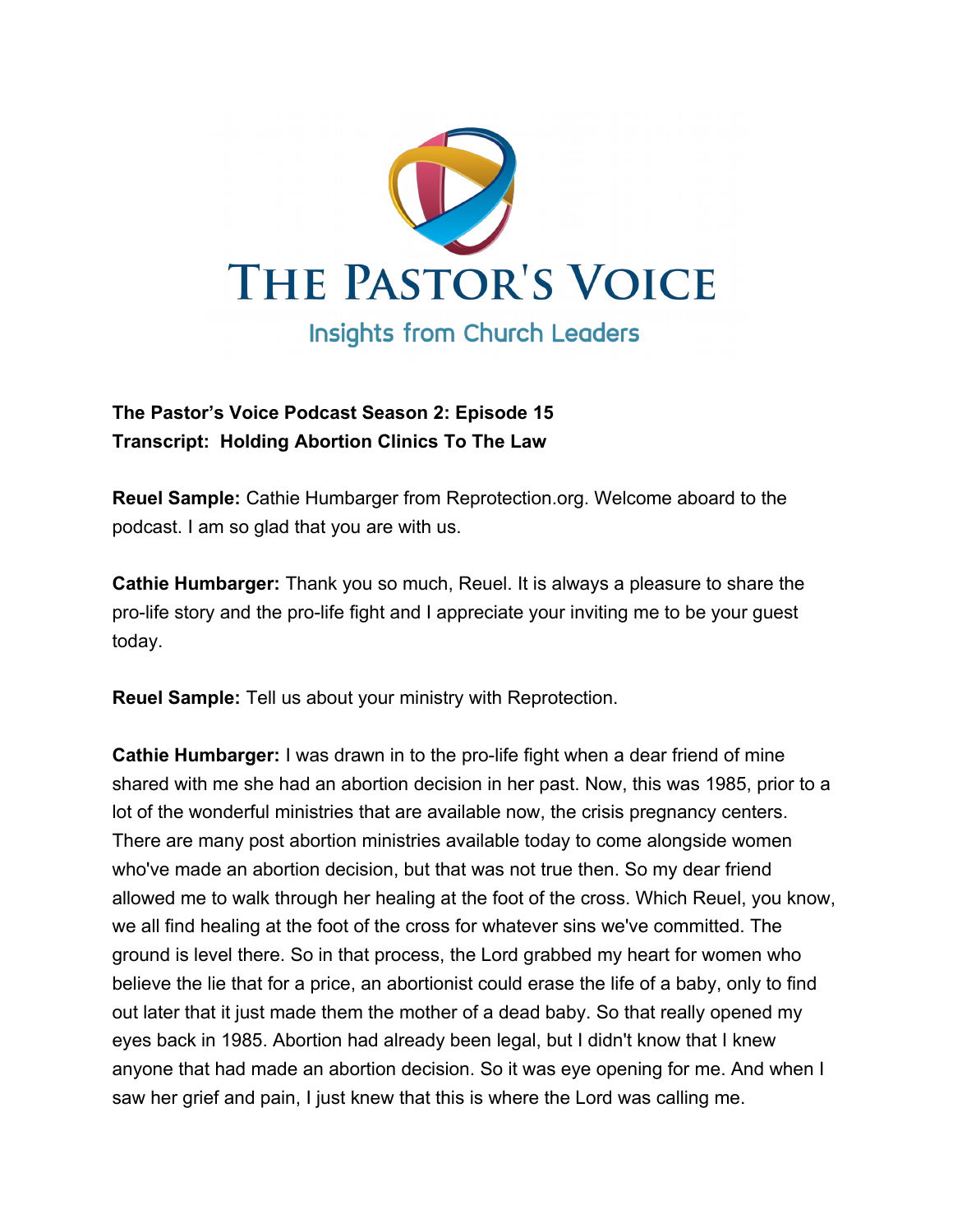# THE PASTOR'S VOICE

## Insights from Church Leaders

**The Pastor's Voice Podcast Season 2: Episode 15**
**Transcript: Holding Abortion Clinics To The Law**

**Reuel Sample:** Cathie Humbarger from Reprotection.org. Welcome aboard to the podcast. I am so glad that you are with us.

**Cathie Humbarger:** Thank you so much, Reuel. It is always a pleasure to share the pro-life story and the pro-life fight and I appreciate your inviting me to be your guest today.

**Reuel Sample:** Tell us about your ministry with Reprotection.

**Cathie Humbarger:** I was drawn in to the pro-life fight when a dear friend of mine shared with me she had an abortion decision in her past. Now, this was 1985, prior to a lot of the wonderful ministries that are available now, the crisis pregnancy centers. There are many post abortion ministries available today to come alongside women who've made an abortion decision, but that was not true then. So my dear friend allowed me to walk through her healing at the foot of the cross. Which Reuel, you know, we all find healing at the foot of the cross for whatever sins we've committed. The ground is level there. So in that process, the Lord grabbed my heart for women who believe the lie that for a price, an abortionist could erase the life of a baby, only to find out later that it just made them the mother of a dead baby. So that really opened my eyes back in 1985. Abortion had already been legal, but I didn't know that I knew anyone that had made an abortion decision. So it was eye opening for me. And when I saw her grief and pain, I just knew that this is where the Lord was calling me.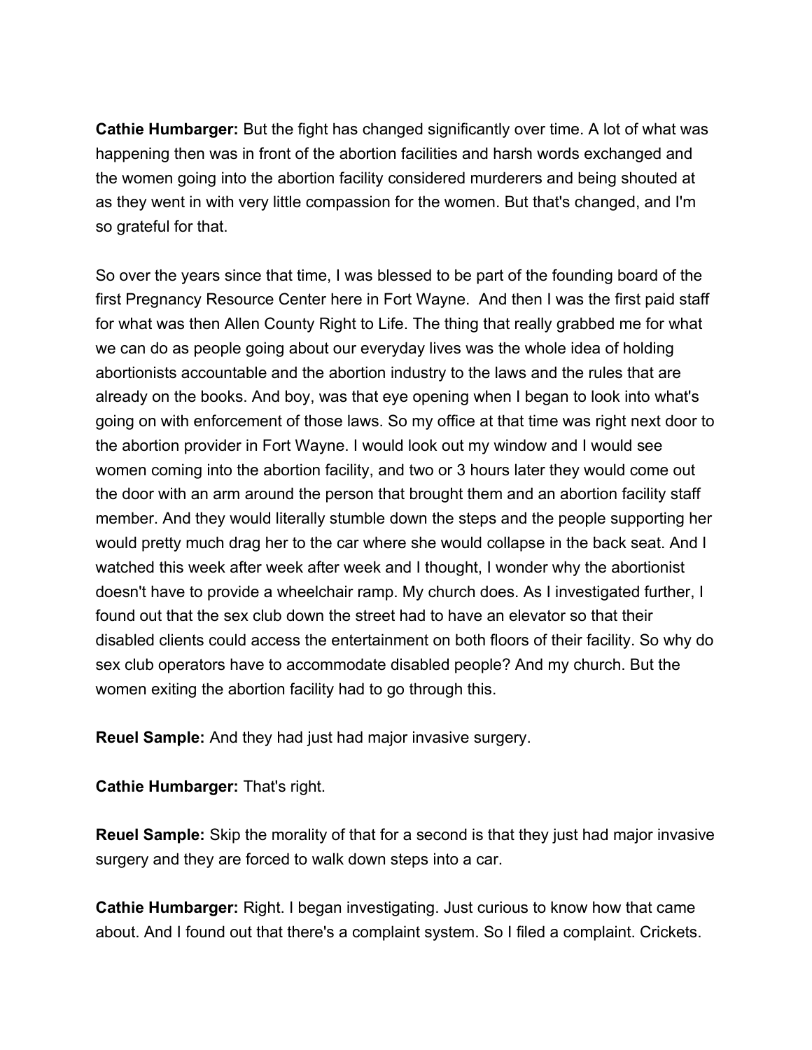**Cathie Humbarger:** But the fight has changed significantly over time. A lot of what was happening then was in front of the abortion facilities and harsh words exchanged and the women going into the abortion facility considered murderers and being shouted at as they went in with very little compassion for the women. But that's changed, and I'm so grateful for that.

So over the years since that time, I was blessed to be part of the founding board of the first Pregnancy Resource Center here in Fort Wayne. And then I was the first paid staff for what was then Allen County Right to Life. The thing that really grabbed me for what we can do as people going about our everyday lives was the whole idea of holding abortionists accountable and the abortion industry to the laws and the rules that are already on the books. And boy, was that eye opening when I began to look into what's going on with enforcement of those laws. So my office at that time was right next door to the abortion provider in Fort Wayne. I would look out my window and I would see women coming into the abortion facility, and two or 3 hours later they would come out the door with an arm around the person that brought them and an abortion facility staff member. And they would literally stumble down the steps and the people supporting her would pretty much drag her to the car where she would collapse in the back seat. And I watched this week after week after week and I thought, I wonder why the abortionist doesn't have to provide a wheelchair ramp. My church does. As I investigated further, I found out that the sex club down the street had to have an elevator so that their disabled clients could access the entertainment on both floors of their facility. So why do sex club operators have to accommodate disabled people? And my church. But the women exiting the abortion facility had to go through this.

**Reuel Sample:** And they had just had major invasive surgery.

**Cathie Humbarger:** That's right.

**Reuel Sample:** Skip the morality of that for a second is that they just had major invasive surgery and they are forced to walk down steps into a car.

**Cathie Humbarger:** Right. I began investigating. Just curious to know how that came about. And I found out that there's a complaint system. So I filed a complaint. Crickets.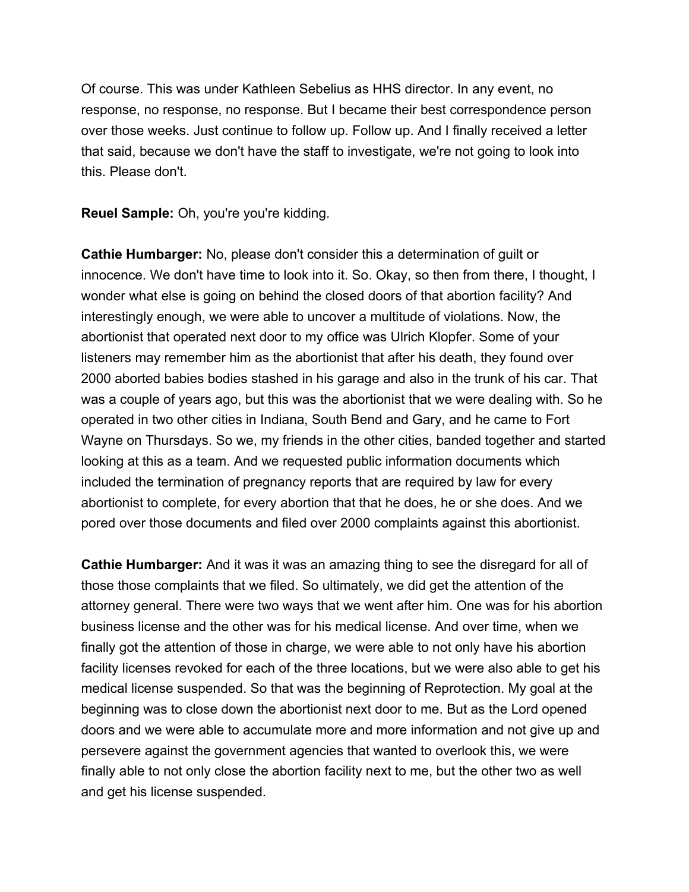Of course. This was under Kathleen Sebelius as HHS director. In any event, no response, no response, no response. But I became their best correspondence person over those weeks. Just continue to follow up. Follow up. And I finally received a letter that said, because we don't have the staff to investigate, we're not going to look into this. Please don't.

**Reuel Sample:** Oh, you're you're kidding.

**Cathie Humbarger:** No, please don't consider this a determination of guilt or innocence. We don't have time to look into it. So. Okay, so then from there, I thought, I wonder what else is going on behind the closed doors of that abortion facility? And interestingly enough, we were able to uncover a multitude of violations. Now, the abortionist that operated next door to my office was Ulrich Klopfer. Some of your listeners may remember him as the abortionist that after his death, they found over 2000 aborted babies bodies stashed in his garage and also in the trunk of his car. That was a couple of years ago, but this was the abortionist that we were dealing with. So he operated in two other cities in Indiana, South Bend and Gary, and he came to Fort Wayne on Thursdays. So we, my friends in the other cities, banded together and started looking at this as a team. And we requested public information documents which included the termination of pregnancy reports that are required by law for every abortionist to complete, for every abortion that that he does, he or she does. And we pored over those documents and filed over 2000 complaints against this abortionist.

**Cathie Humbarger:** And it was it was an amazing thing to see the disregard for all of those those complaints that we filed. So ultimately, we did get the attention of the attorney general. There were two ways that we went after him. One was for his abortion business license and the other was for his medical license. And over time, when we finally got the attention of those in charge, we were able to not only have his abortion facility licenses revoked for each of the three locations, but we were also able to get his medical license suspended. So that was the beginning of Reprotection. My goal at the beginning was to close down the abortionist next door to me. But as the Lord opened doors and we were able to accumulate more and more information and not give up and persevere against the government agencies that wanted to overlook this, we were finally able to not only close the abortion facility next to me, but the other two as well and get his license suspended.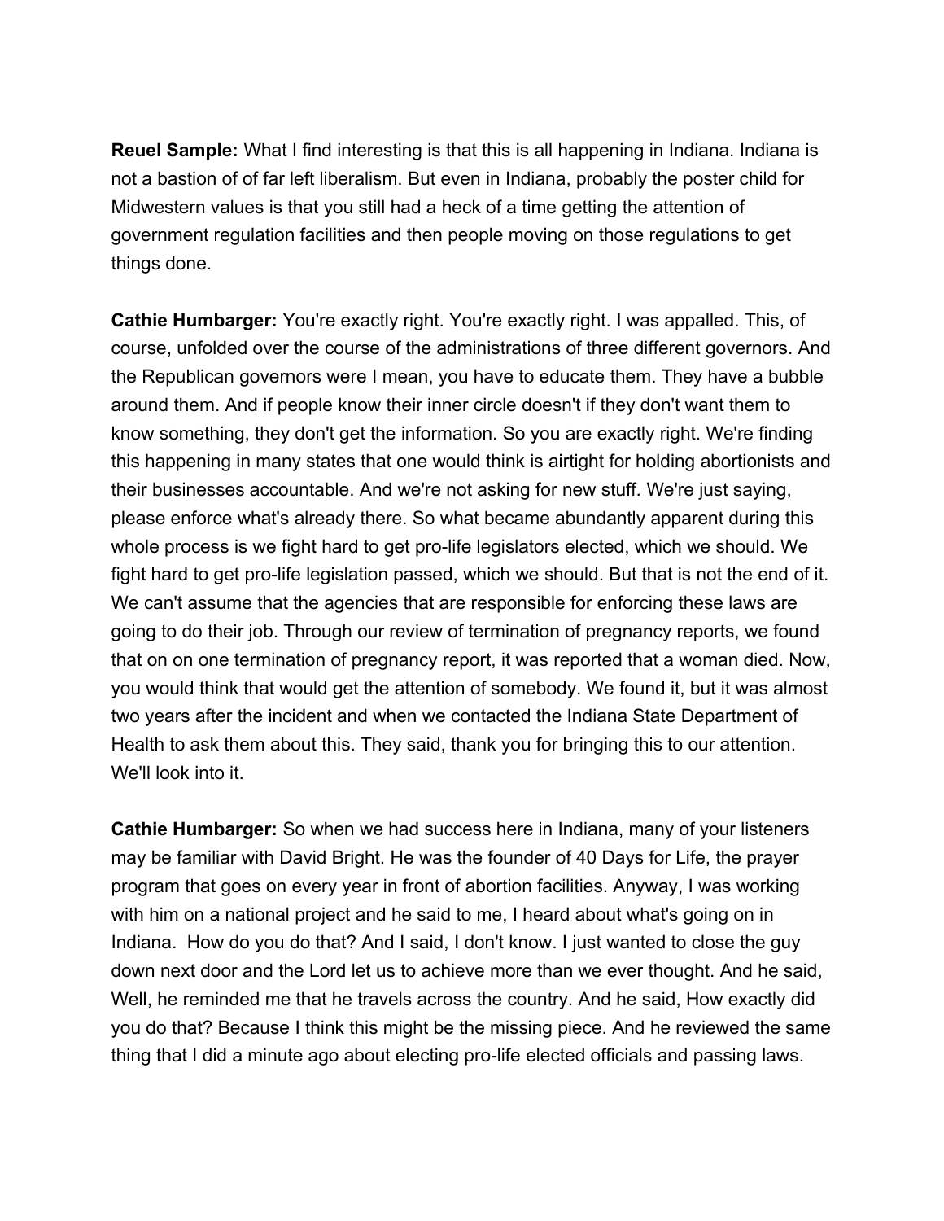**Reuel Sample:** What I find interesting is that this is all happening in Indiana. Indiana is not a bastion of of far left liberalism. But even in Indiana, probably the poster child for Midwestern values is that you still had a heck of a time getting the attention of government regulation facilities and then people moving on those regulations to get things done.

**Cathie Humbarger:** You're exactly right. You're exactly right. I was appalled. This, of course, unfolded over the course of the administrations of three different governors. And the Republican governors were I mean, you have to educate them. They have a bubble around them. And if people know their inner circle doesn't if they don't want them to know something, they don't get the information. So you are exactly right. We're finding this happening in many states that one would think is airtight for holding abortionists and their businesses accountable. And we're not asking for new stuff. We're just saying, please enforce what's already there. So what became abundantly apparent during this whole process is we fight hard to get pro-life legislators elected, which we should. We fight hard to get pro-life legislation passed, which we should. But that is not the end of it. We can't assume that the agencies that are responsible for enforcing these laws are going to do their job. Through our review of termination of pregnancy reports, we found that on on one termination of pregnancy report, it was reported that a woman died. Now, you would think that would get the attention of somebody. We found it, but it was almost two years after the incident and when we contacted the Indiana State Department of Health to ask them about this. They said, thank you for bringing this to our attention. We'll look into it.

**Cathie Humbarger:** So when we had success here in Indiana, many of your listeners may be familiar with David Bright. He was the founder of 40 Days for Life, the prayer program that goes on every year in front of abortion facilities. Anyway, I was working with him on a national project and he said to me, I heard about what's going on in Indiana. How do you do that? And I said, I don't know. I just wanted to close the guy down next door and the Lord let us to achieve more than we ever thought. And he said, Well, he reminded me that he travels across the country. And he said, How exactly did you do that? Because I think this might be the missing piece. And he reviewed the same thing that I did a minute ago about electing pro-life elected officials and passing laws.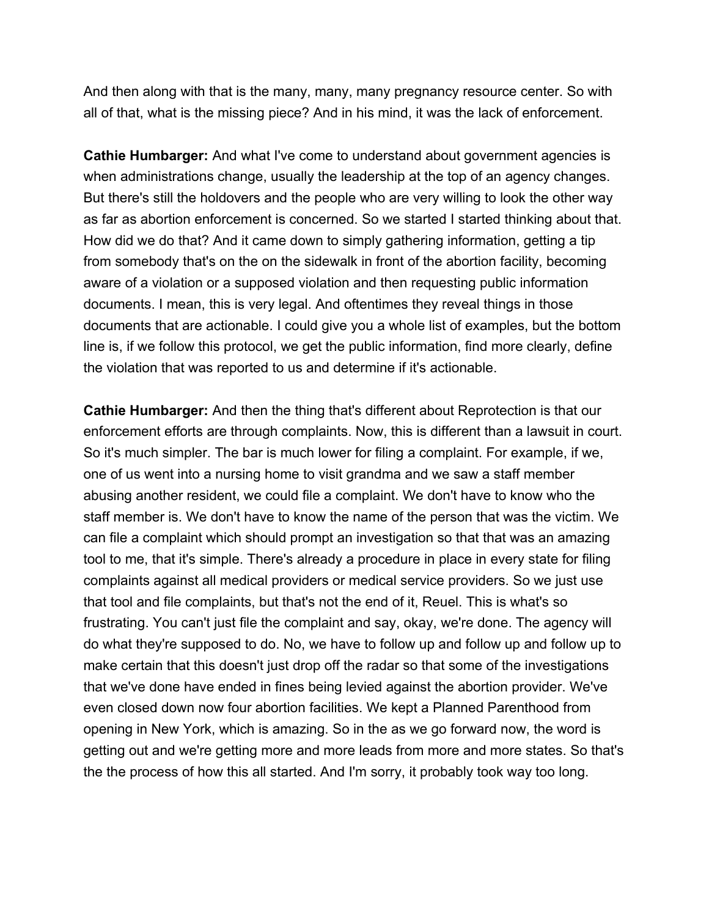And then along with that is the many, many, many pregnancy resource center. So with all of that, what is the missing piece? And in his mind, it was the lack of enforcement.

**Cathie Humbarger:** And what I've come to understand about government agencies is when administrations change, usually the leadership at the top of an agency changes. But there's still the holdovers and the people who are very willing to look the other way as far as abortion enforcement is concerned. So we started I started thinking about that. How did we do that? And it came down to simply gathering information, getting a tip from somebody that's on the on the sidewalk in front of the abortion facility, becoming aware of a violation or a supposed violation and then requesting public information documents. I mean, this is very legal. And oftentimes they reveal things in those documents that are actionable. I could give you a whole list of examples, but the bottom line is, if we follow this protocol, we get the public information, find more clearly, define the violation that was reported to us and determine if it's actionable.

**Cathie Humbarger:** And then the thing that's different about Reprotection is that our enforcement efforts are through complaints. Now, this is different than a lawsuit in court. So it's much simpler. The bar is much lower for filing a complaint. For example, if we, one of us went into a nursing home to visit grandma and we saw a staff member abusing another resident, we could file a complaint. We don't have to know who the staff member is. We don't have to know the name of the person that was the victim. We can file a complaint which should prompt an investigation so that that was an amazing tool to me, that it's simple. There's already a procedure in place in every state for filing complaints against all medical providers or medical service providers. So we just use that tool and file complaints, but that's not the end of it, Reuel. This is what's so frustrating. You can't just file the complaint and say, okay, we're done. The agency will do what they're supposed to do. No, we have to follow up and follow up and follow up to make certain that this doesn't just drop off the radar so that some of the investigations that we've done have ended in fines being levied against the abortion provider. We've even closed down now four abortion facilities. We kept a Planned Parenthood from opening in New York, which is amazing. So in the as we go forward now, the word is getting out and we're getting more and more leads from more and more states. So that's the the process of how this all started. And I'm sorry, it probably took way too long.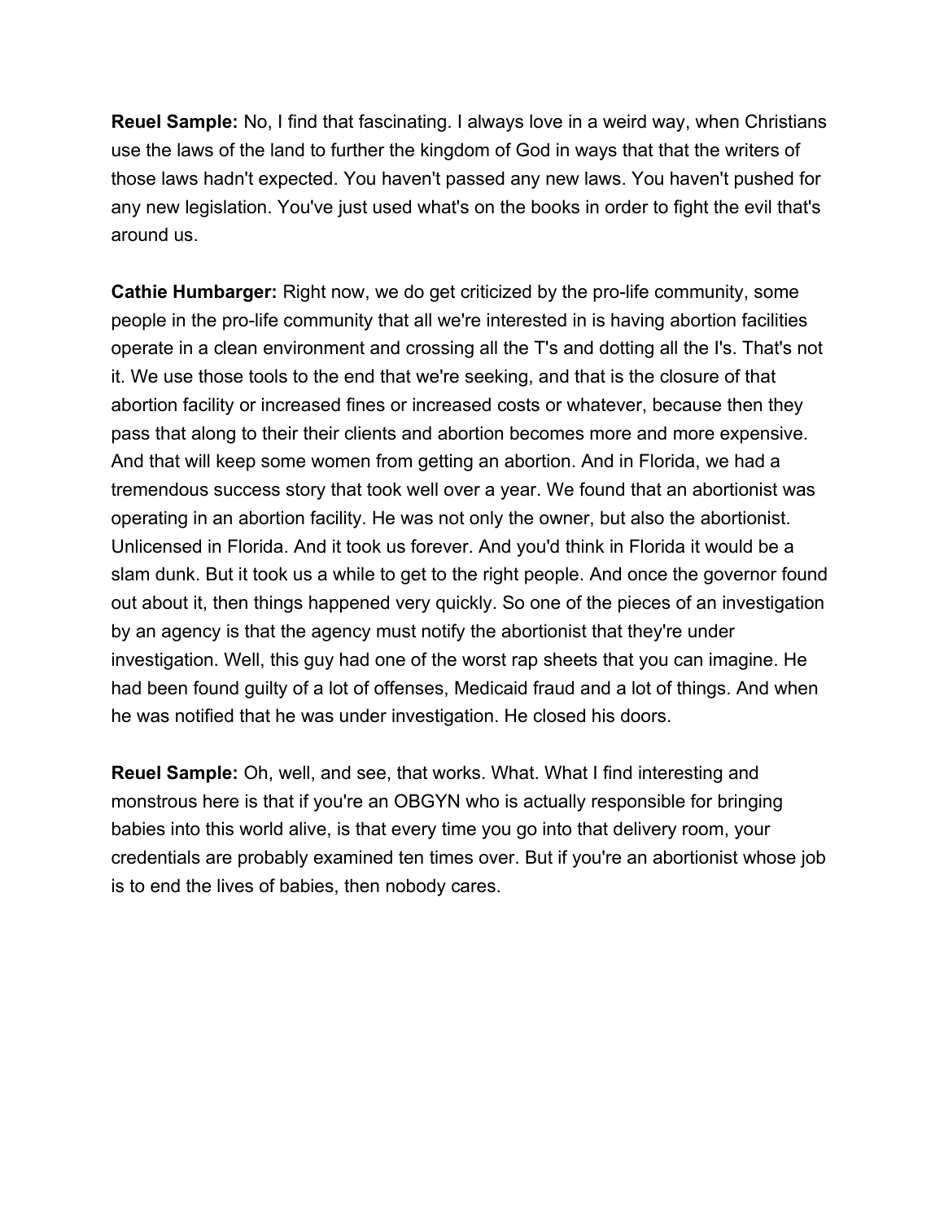**Reuel Sample:** No, I find that fascinating. I always love in a weird way, when Christians use the laws of the land to further the kingdom of God in ways that that the writers of those laws hadn't expected. You haven't passed any new laws. You haven't pushed for any new legislation. You've just used what's on the books in order to fight the evil that's around us.

**Cathie Humbarger:** Right now, we do get criticized by the pro-life community, some people in the pro-life community that all we're interested in is having abortion facilities operate in a clean environment and crossing all the T's and dotting all the I's. That's not it. We use those tools to the end that we're seeking, and that is the closure of that abortion facility or increased fines or increased costs or whatever, because then they pass that along to their their clients and abortion becomes more and more expensive. And that will keep some women from getting an abortion. And in Florida, we had a tremendous success story that took well over a year. We found that an abortionist was operating in an abortion facility. He was not only the owner, but also the abortionist. Unlicensed in Florida. And it took us forever. And you'd think in Florida it would be a slam dunk. But it took us a while to get to the right people. And once the governor found out about it, then things happened very quickly. So one of the pieces of an investigation by an agency is that the agency must notify the abortionist that they're under investigation. Well, this guy had one of the worst rap sheets that you can imagine. He had been found guilty of a lot of offenses, Medicaid fraud and a lot of things. And when he was notified that he was under investigation. He closed his doors.

**Reuel Sample:** Oh, well, and see, that works. What. What I find interesting and monstrous here is that if you're an OBGYN who is actually responsible for bringing babies into this world alive, is that every time you go into that delivery room, your credentials are probably examined ten times over. But if you're an abortionist whose job is to end the lives of babies, then nobody cares.